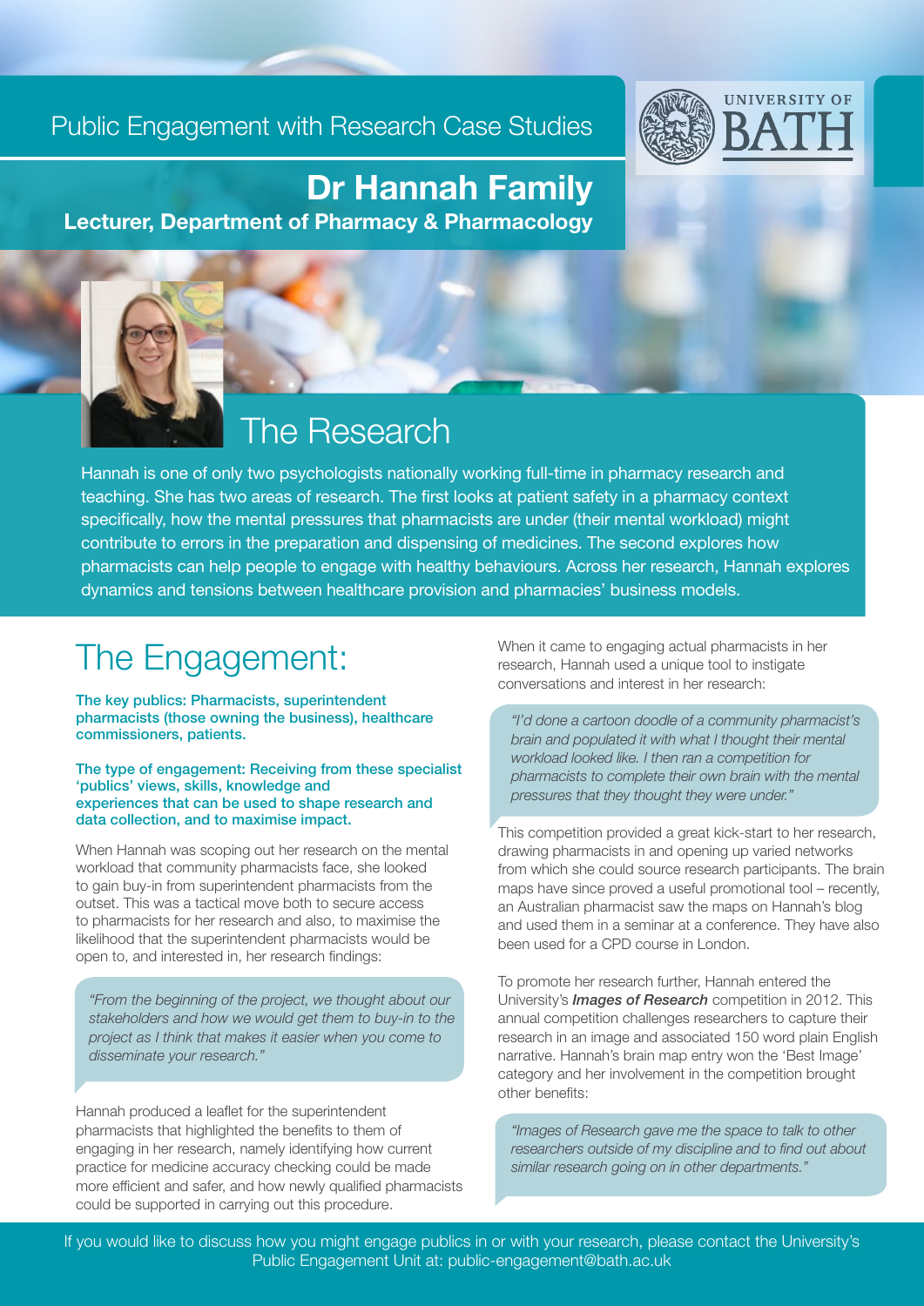Public Engagement with Research Case Studies

UNIVERSITY OF BATH

# Dr Hannah Family

**Lecturer, Department of Pharmacy & Pharmacology**

## The Research

Hannah is one of only two psychologists nationally working full-time in pharmacy research and teaching. She has two areas of research. The first looks at patient safety in a pharmacy context specifically, how the mental pressures that pharmacists are under (their mental workload) might contribute to errors in the preparation and dispensing of medicines. The second explores how pharmacists can help people to engage with healthy behaviours. Across her research, Hannah explores dynamics and tensions between healthcare provision and pharmacies' business models.

## The Engagement:

**The key publics: Pharmacists, superintendent pharmacists (those owning the business), healthcare commissioners, patients.**

**The type of engagement: Receiving from these specialist 'publics' views, skills, knowledge and experiences that can be used to shape research and data collection, and to maximise impact.**

When Hannah was scoping out her research on the mental workload that community pharmacists face, she looked to gain buy-in from superintendent pharmacists from the outset. This was a tactical move both to secure access to pharmacists for her research and also, to maximise the likelihood that the superintendent pharmacists would be open to, and interested in, her research findings:

> *"From the beginning of the project, we thought about our stakeholders and how we would get them to buy-in to the project as I think that makes it easier when you come to disseminate your research."*

Hannah produced a leaflet for the superintendent pharmacists that highlighted the benefits to them of engaging in her research, namely identifying how current practice for medicine accuracy checking could be made more efficient and safer, and how newly qualified pharmacists could be supported in carrying out this procedure.

When it came to engaging actual pharmacists in her research, Hannah used a unique tool to instigate conversations and interest in her research:

> *"I'd done a cartoon doodle of a community pharmacist's brain and populated it with what I thought their mental workload looked like. I then ran a competition for pharmacists to complete their own brain with the mental pressures that they thought they were under."*

This competition provided a great kick-start to her research, drawing pharmacists in and opening up varied networks from which she could source research participants. The brain maps have since proved a useful promotional tool – recently, an Australian pharmacist saw the maps on Hannah's blog and used them in a seminar at a conference. They have also been used for a CPD course in London.

To promote her research further, Hannah entered the University's ***Images of Research*** competition in 2012. This annual competition challenges researchers to capture their research in an image and associated 150 word plain English narrative. Hannah's brain map entry won the 'Best Image' category and her involvement in the competition brought other benefits:

> *"Images of Research gave me the space to talk to other researchers outside of my discipline and to find out about similar research going on in other departments."*

If you would like to discuss how you might engage publics in or with your research, please contact the University's Public Engagement Unit at: public-engagement@bath.ac.uk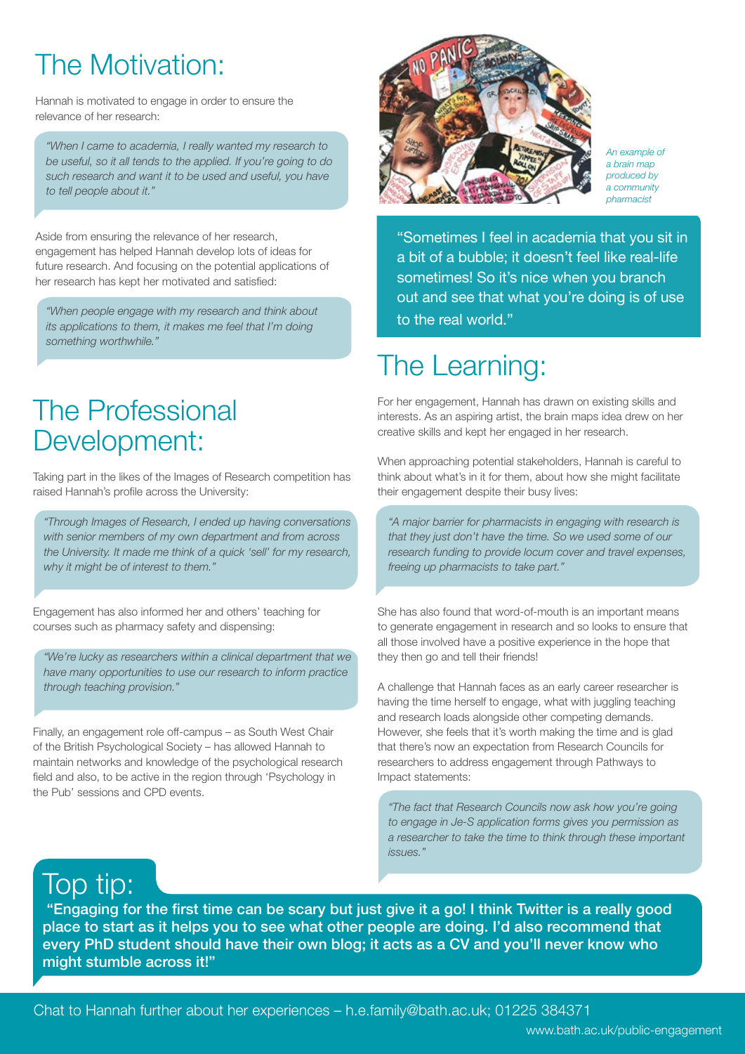# The Motivation:

Hannah is motivated to engage in order to ensure the relevance of her research:

> *"When I came to academia, I really wanted my research to be useful, so it all tends to the applied. If you're going to do such research and want it to be used and useful, you have to tell people about it."*

Aside from ensuring the relevance of her research, engagement has helped Hannah develop lots of ideas for future research. And focusing on the potential applications of her research has kept her motivated and satisfied:

> *"When people engage with my research and think about its applications to them, it makes me feel that I'm doing something worthwhile."*

# The Professional Development:

Taking part in the likes of the Images of Research competition has raised Hannah's profile across the University:

> *"Through Images of Research, I ended up having conversations with senior members of my own department and from across the University. It made me think of a quick 'sell' for my research, why it might be of interest to them."*

Engagement has also informed her and others' teaching for courses such as pharmacy safety and dispensing:

> *"We're lucky as researchers within a clinical department that we have many opportunities to use our research to inform practice through teaching provision."*

Finally, an engagement role off-campus – as South West Chair of the British Psychological Society – has allowed Hannah to maintain networks and knowledge of the psychological research field and also, to be active in the region through 'Psychology in the Pub' sessions and CPD events.

*An example of a brain map produced by a community pharmacist*

> "Sometimes I feel in academia that you sit in a bit of a bubble; it doesn't feel like real-life sometimes! So it's nice when you branch out and see that what you're doing is of use to the real world."

# The Learning:

For her engagement, Hannah has drawn on existing skills and interests. As an aspiring artist, the brain maps idea drew on her creative skills and kept her engaged in her research.

When approaching potential stakeholders, Hannah is careful to think about what's in it for them, about how she might facilitate their engagement despite their busy lives:

> *"A major barrier for pharmacists in engaging with research is that they just don't have the time. So we used some of our research funding to provide locum cover and travel expenses, freeing up pharmacists to take part."*

She has also found that word-of-mouth is an important means to generate engagement in research and so looks to ensure that all those involved have a positive experience in the hope that they then go and tell their friends!

A challenge that Hannah faces as an early career researcher is having the time herself to engage, what with juggling teaching and research loads alongside other competing demands. However, she feels that it's worth making the time and is glad that there's now an expectation from Research Councils for researchers to address engagement through Pathways to Impact statements:

> *"The fact that Research Councils now ask how you're going to engage in Je-S application forms gives you permission as a researcher to take the time to think through these important issues."*

# Top tip:

**"Engaging for the first time can be scary but just give it a go! I think Twitter is a really good place to start as it helps you to see what other people are doing. I'd also recommend that every PhD student should have their own blog; it acts as a CV and you'll never know who might stumble across it!"**

Chat to Hannah further about her experiences – h.e.family@bath.ac.uk; 01225 384371

www.bath.ac.uk/public-engagement